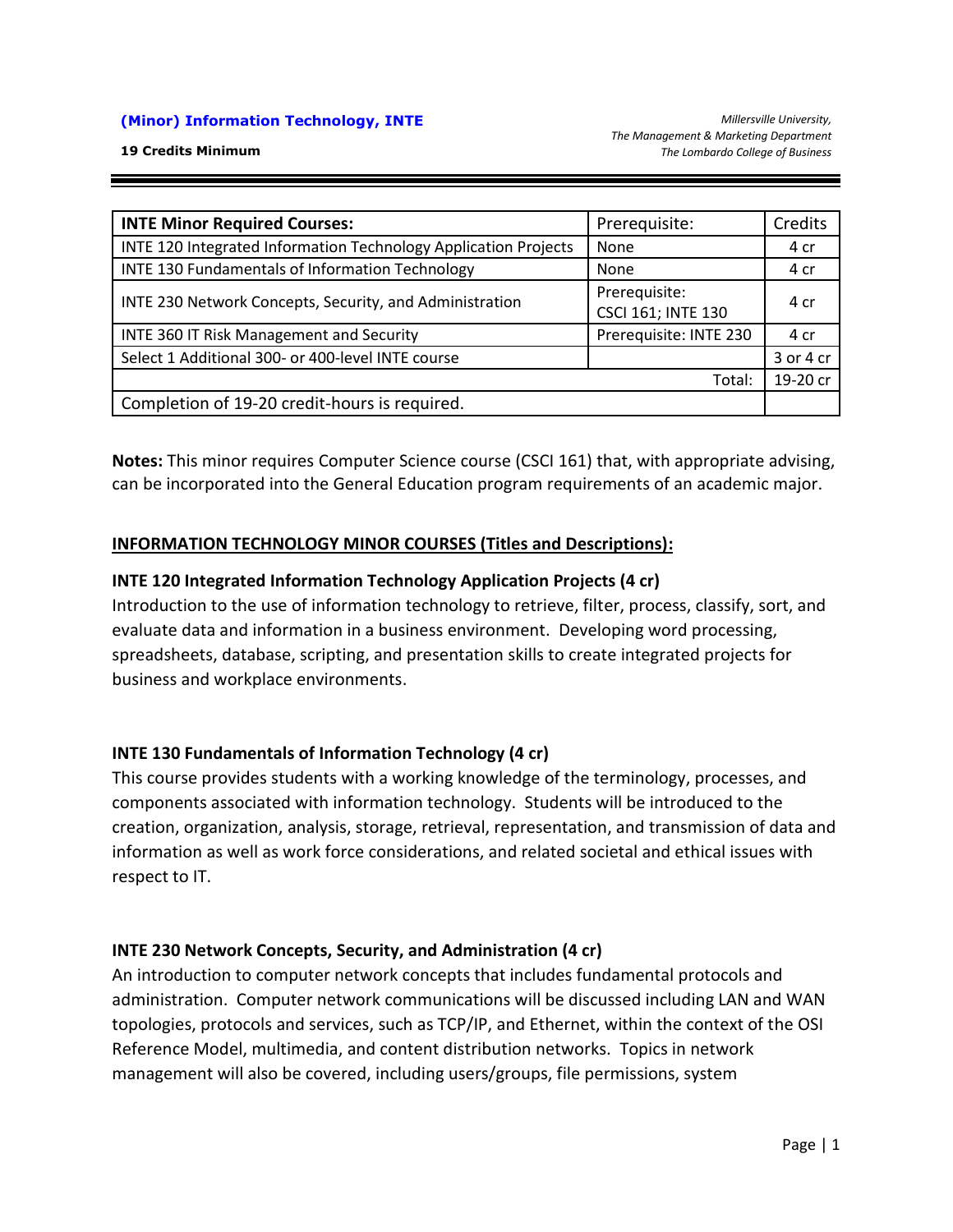**(Minor) Information Technology, INTE**

**19 Credits Minimum**

*Millersville University,*
*The Management & Marketing Department*
*The Lombardo College of Business*

| INTE Minor Required Courses: | Prerequisite: | Credits |
|---|---|---|
| INTE 120 Integrated Information Technology Application Projects | None | 4 cr |
| INTE 130 Fundamentals of Information Technology | None | 4 cr |
| INTE 230 Network Concepts, Security, and Administration | Prerequisite: CSCI 161; INTE 130 | 4 cr |
| INTE 360 IT Risk Management and Security | Prerequisite: INTE 230 | 4 cr |
| Select 1 Additional 300- or 400-level INTE course | | 3 or 4 cr |
| | Total: | 19-20 cr |
| Completion of 19-20 credit-hours is required. | | |

**Notes:** This minor requires Computer Science course (CSCI 161) that, with appropriate advising, can be incorporated into the General Education program requirements of an academic major.

## INFORMATION TECHNOLOGY MINOR COURSES (Titles and Descriptions):

### INTE 120 Integrated Information Technology Application Projects (4 cr)

Introduction to the use of information technology to retrieve, filter, process, classify, sort, and evaluate data and information in a business environment. Developing word processing, spreadsheets, database, scripting, and presentation skills to create integrated projects for business and workplace environments.

### INTE 130 Fundamentals of Information Technology (4 cr)

This course provides students with a working knowledge of the terminology, processes, and components associated with information technology. Students will be introduced to the creation, organization, analysis, storage, retrieval, representation, and transmission of data and information as well as work force considerations, and related societal and ethical issues with respect to IT.

### INTE 230 Network Concepts, Security, and Administration (4 cr)

An introduction to computer network concepts that includes fundamental protocols and administration. Computer network communications will be discussed including LAN and WAN topologies, protocols and services, such as TCP/IP, and Ethernet, within the context of the OSI Reference Model, multimedia, and content distribution networks. Topics in network management will also be covered, including users/groups, file permissions, system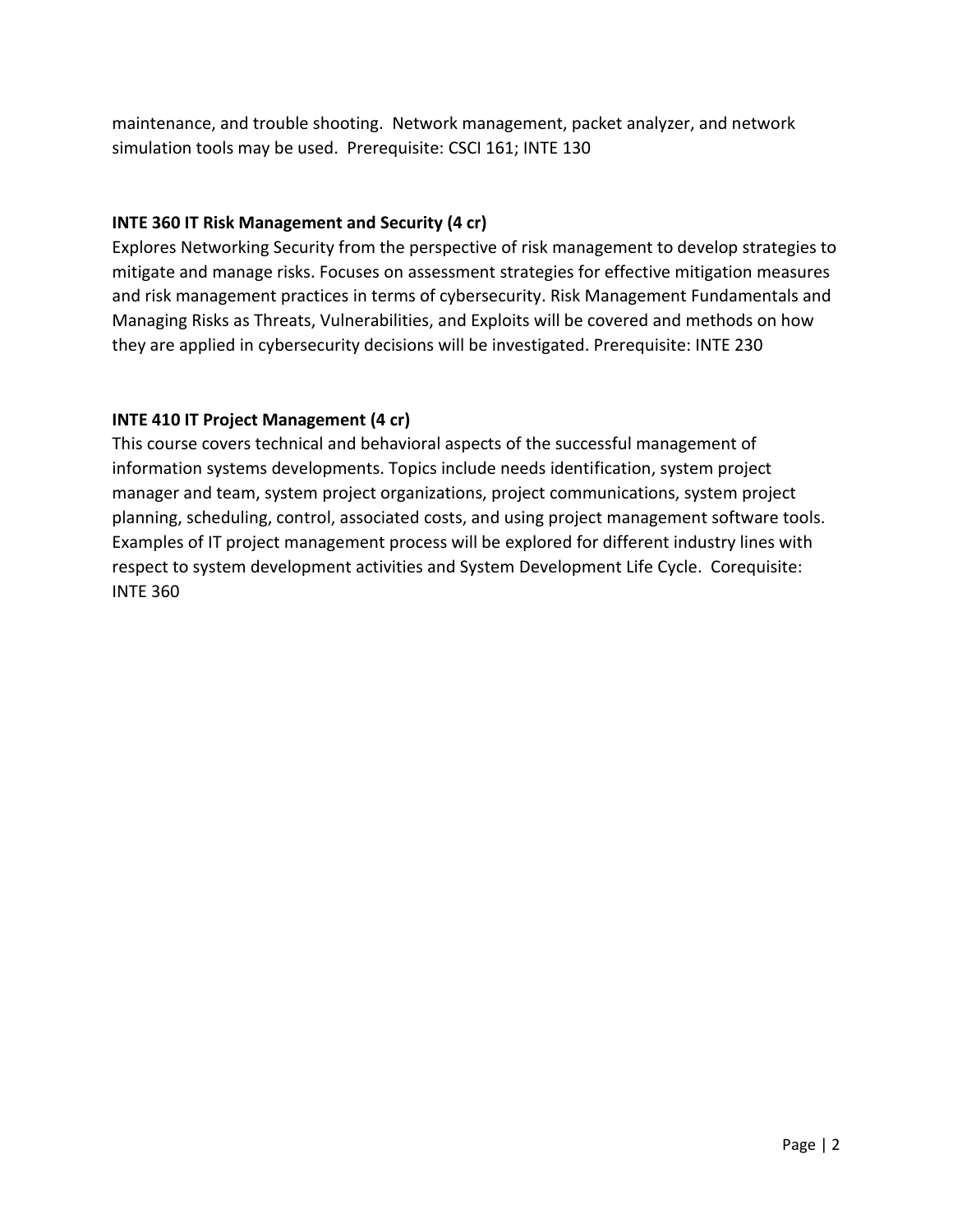maintenance, and trouble shooting. Network management, packet analyzer, and network simulation tools may be used. Prerequisite: CSCI 161; INTE 130

**INTE 360 IT Risk Management and Security (4 cr)**

Explores Networking Security from the perspective of risk management to develop strategies to mitigate and manage risks. Focuses on assessment strategies for effective mitigation measures and risk management practices in terms of cybersecurity. Risk Management Fundamentals and Managing Risks as Threats, Vulnerabilities, and Exploits will be covered and methods on how they are applied in cybersecurity decisions will be investigated. Prerequisite: INTE 230

**INTE 410 IT Project Management (4 cr)**

This course covers technical and behavioral aspects of the successful management of information systems developments. Topics include needs identification, system project manager and team, system project organizations, project communications, system project planning, scheduling, control, associated costs, and using project management software tools. Examples of IT project management process will be explored for different industry lines with respect to system development activities and System Development Life Cycle. Corequisite: INTE 360